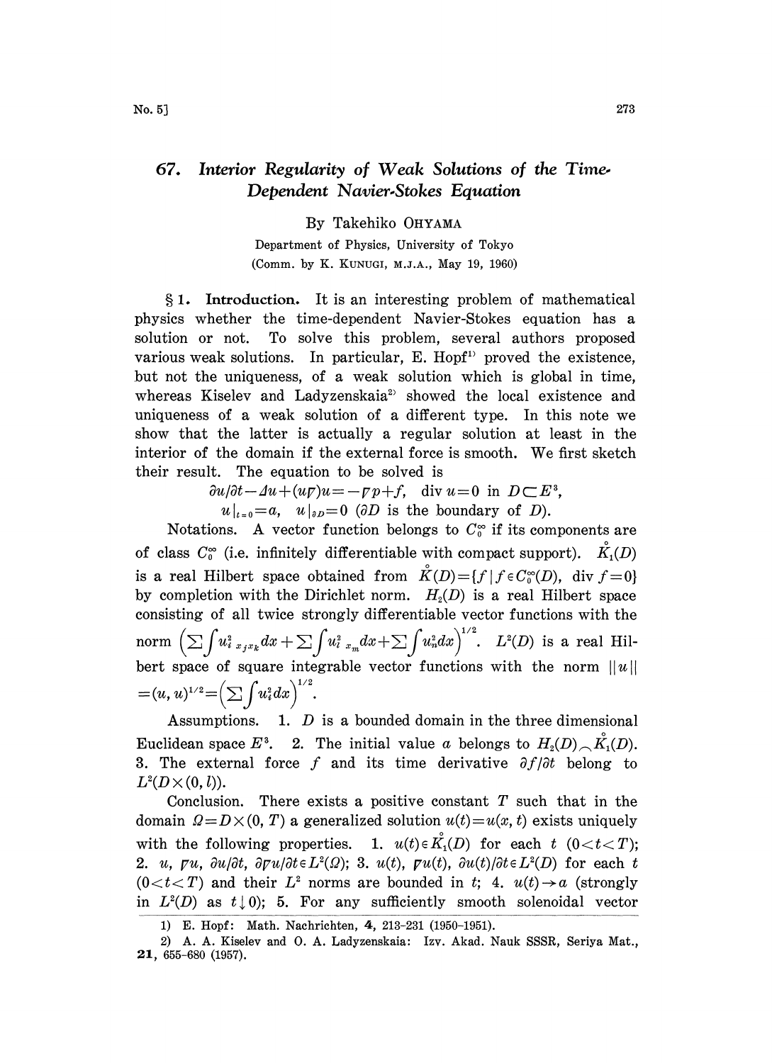# 67. Interior Regularity of Weak Solutions of the Time-Dependent Navier-Stokes Equation

By Takehiko OHYAMA

Department of Physics, University of Tokyo

(Comm. by K. KUNUGI, M.J.A., May 19, 1960)

**§ 1. Introduction.** It is an interesting problem of mathematical physics whether the time-dependent Navier-Stokes equation has a solution or not. To solve this problem, several authors proposed various weak solutions. In particular, E. Hopf[1] proved the existence, but not the uniqueness, of a weak solution which is global in time, whereas Kiselev and Ladyzenskaia[2] showed the local existence and uniqueness of a weak solution of a different type. In this note we show that the latter is actually a regular solution at least in the interior of the domain if the external force is smooth. We first sketch their result. The equation to be solved is

$$\partial u/\partial t - \Delta u + (u\nabla)u = -\nabla p + f, \quad \operatorname{div} u = 0 \ \text{ in } D \subset E^3,$$
$$u|_{t=0} = a, \quad u|_{\partial D} = 0 \ (\partial D \text{ is the boundary of } D).$$

Notations. A vector function belongs to $C_0^\infty$ if its components are of class $C_0^\infty$ (i.e. infinitely differentiable with compact support). $\mathring{K}_1(D)$ is a real Hilbert space obtained from $\mathring{K}(D) = \{f \mid f \in C_0^\infty(D), \ \operatorname{div} f = 0\}$ by completion with the Dirichlet norm. $H_2(D)$ is a real Hilbert space consisting of all twice strongly differentiable vector functions with the norm $\left(\sum \int u_{i\,x_j x_k}^2 dx + \sum \int u_{i\,x_m}^2 dx + \sum \int u_n^2 dx\right)^{1/2}$. $L^2(D)$ is a real Hilbert space of square integrable vector functions with the norm $\|u\| = (u, u)^{1/2} = \left(\sum \int u_i^2 dx\right)^{1/2}$.

Assumptions. 1. $D$ is a bounded domain in the three dimensional Euclidean space $E^3$. 2. The initial value $a$ belongs to $H_2(D) \frown \mathring{K}_1(D)$. 3. The external force $f$ and its time derivative $\partial f/\partial t$ belong to $L^2(D \times (0, l))$.

Conclusion. There exists a positive constant $T$ such that in the domain $\Omega = D \times (0, T)$ a generalized solution $u(t) = u(x, t)$ exists uniquely with the following properties. 1. $u(t) \in \mathring{K}_1(D)$ for each $t$ $(0 < t < T)$; 2. $u$, $\nabla u$, $\partial u/\partial t$, $\partial \nabla u/\partial t \in L^2(\Omega)$; 3. $u(t)$, $\nabla u(t)$, $\partial u(t)/\partial t \in L^2(D)$ for each $t$ $(0 < t < T)$ and their $L^2$ norms are bounded in $t$; 4. $u(t) \to a$ (strongly in $L^2(D)$ as $t \downarrow 0$); 5. For any sufficiently smooth solenoidal vector

1) E. Hopf: Math. Nachrichten, **4**, 213-231 (1950-1951).

2) A. A. Kiselev and O. A. Ladyzenskaia: Izv. Akad. Nauk SSSR, Seriya Mat., **21**, 655-680 (1957).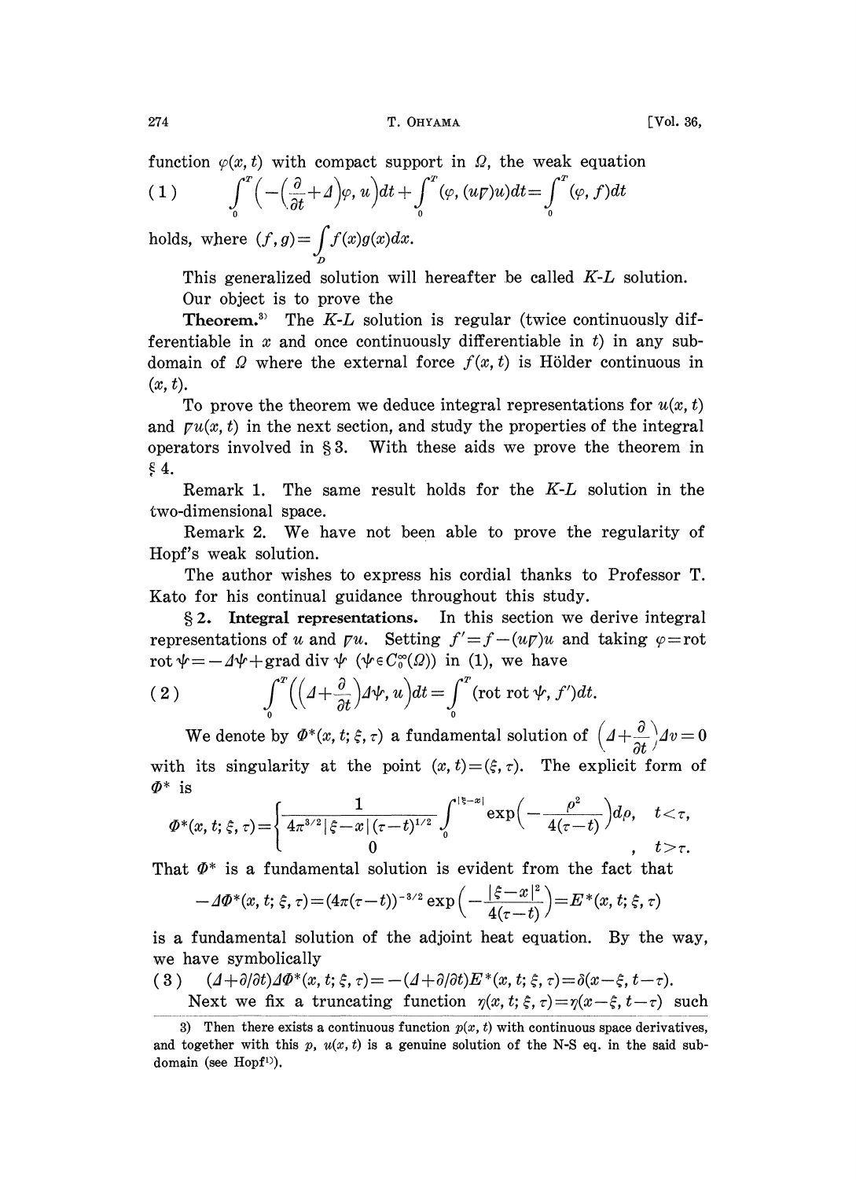function $\varphi(x, t)$ with compact support in $\Omega$, the weak equation

$$(1) \qquad \int_0^T \left(-\left(\frac{\partial}{\partial t}+\Delta\right)\varphi, u\right)dt + \int_0^T (\varphi, (u\nabla)u)dt = \int_0^T (\varphi, f)dt$$

holds, where $(f, g) = \int_D f(x)g(x)dx$.

This generalized solution will hereafter be called *K-L* solution.

Our object is to prove the

**Theorem.**[3] The *K-L* solution is regular (twice continuously differentiable in $x$ and once continuously differentiable in $t$) in any subdomain of $\Omega$ where the external force $f(x, t)$ is Hölder continuous in $(x, t)$.

To prove the theorem we deduce integral representations for $u(x, t)$ and $\nabla u(x, t)$ in the next section, and study the properties of the integral operators involved in § 3. With these aids we prove the theorem in § 4.

Remark 1. The same result holds for the *K-L* solution in the two-dimensional space.

Remark 2. We have not been able to prove the regularity of Hopf's weak solution.

The author wishes to express his cordial thanks to Professor T. Kato for his continual guidance throughout this study.

**§ 2. Integral representations.** In this section we derive integral representations of $u$ and $\nabla u$. Setting $f' = f - (u\nabla)u$ and taking $\varphi = \text{rot rot } \psi = -\Delta\psi + \text{grad div } \psi$ ($\psi \in C_0^\infty(\Omega)$) in (1), we have

$$(2) \qquad \int_0^T \left(\left(\Delta + \frac{\partial}{\partial t}\right)\Delta\psi, u\right)dt = \int_0^T (\text{rot rot } \psi, f')dt.$$

We denote by $\Phi^*(x, t; \xi, \tau)$ a fundamental solution of $\left(\Delta + \frac{\partial}{\partial t}\right)\Delta v = 0$ with its singularity at the point $(x, t) = (\xi, \tau)$. The explicit form of $\Phi^*$ is

$$\Phi^*(x, t; \xi, \tau) = \begin{cases} \dfrac{1}{4\pi^{3/2}|\xi - x|(\tau - t)^{1/2}} \displaystyle\int_0^{|\xi - x|} \exp\left(-\frac{\rho^2}{4(\tau - t)}\right)d\rho, & t < \tau, \\ 0 & , \quad t > \tau. \end{cases}$$

That $\Phi^*$ is a fundamental solution is evident from the fact that

$$-\Delta\Phi^*(x, t; \xi, \tau) = (4\pi(\tau - t))^{-3/2} \exp\left(-\frac{|\xi - x|^2}{4(\tau - t)}\right) = E^*(x, t; \xi, \tau)$$

is a fundamental solution of the adjoint heat equation. By the way, we have symbolically

$$(3) \qquad (\Delta + \partial/\partial t)\Delta\Phi^*(x, t; \xi, \tau) = -(\Delta + \partial/\partial t)E^*(x, t; \xi, \tau) = \delta(x - \xi, t - \tau).$$

Next we fix a truncating function $\eta(x, t; \xi, \tau) = \eta(x - \xi, t - \tau)$ such

3) Then there exists a continuous function $p(x, t)$ with continuous space derivatives, and together with this $p$, $u(x, t)$ is a genuine solution of the N-S eq. in the said subdomain (see Hopf[1]).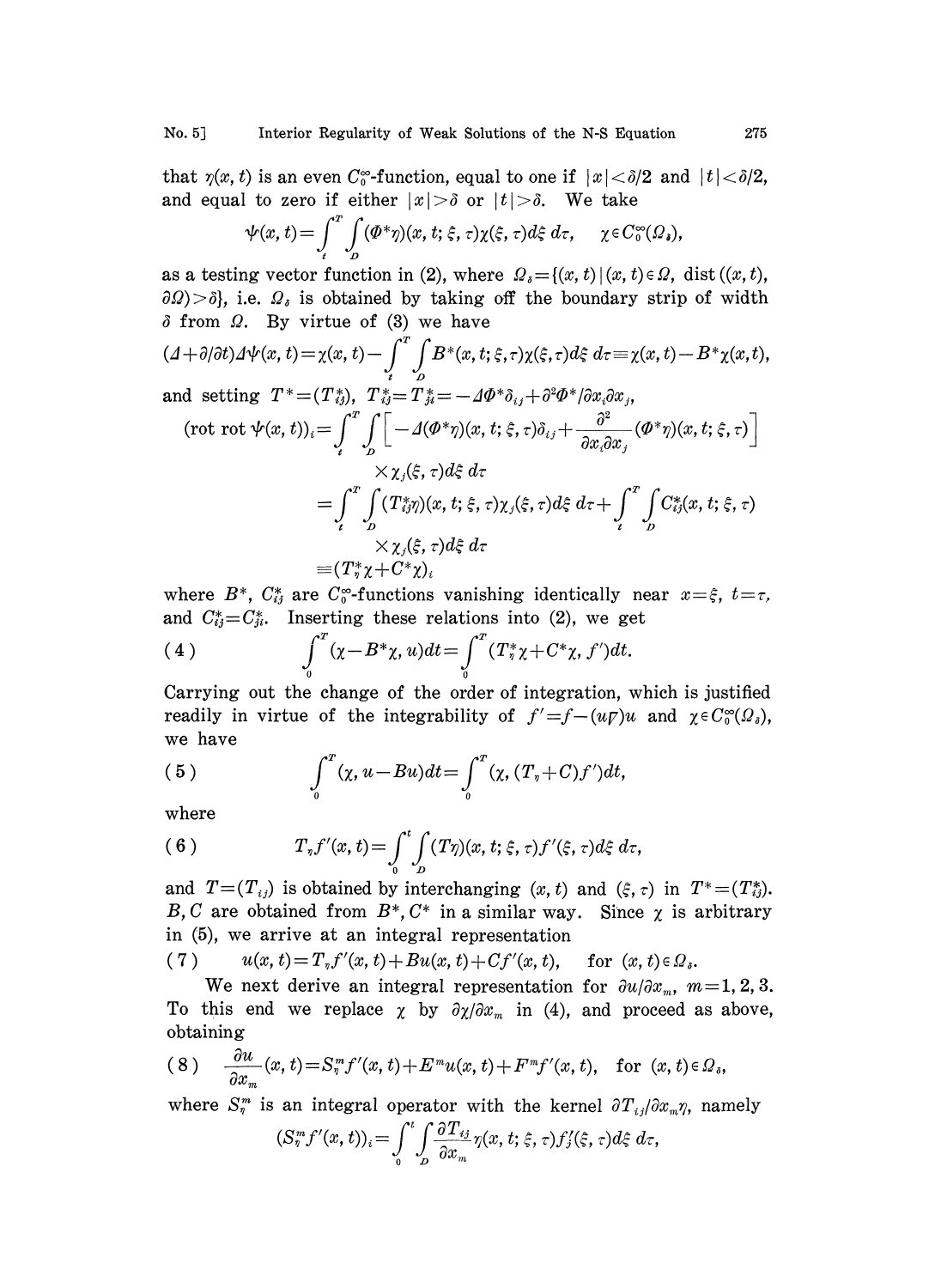that $\eta(x, t)$ is an even $C_0^\infty$-function, equal to one if $|x|<\delta/2$ and $|t|<\delta/2$, and equal to zero if either $|x|>\delta$ or $|t|>\delta$. We take

$$\psi(x, t)=\int_t^T \int_D (\Phi^*\eta)(x, t; \xi, \tau)\chi(\xi, \tau)d\xi\, d\tau, \qquad \chi\in C_0^\infty(\Omega_\delta),$$

as a testing vector function in (2), where $\Omega_\delta=\{(x, t)\,|\,(x, t)\in\Omega,\ \mathrm{dist}((x, t), \partial\Omega)>\delta\}$, i.e. $\Omega_\delta$ is obtained by taking off the boundary strip of width $\delta$ from $\Omega$. By virtue of (3) we have

$$(\Delta+\partial/\partial t)\Delta\psi(x, t)=\chi(x, t)-\int_t^T \int_D B^*(x, t; \xi, \tau)\chi(\xi, \tau)d\xi\, d\tau\equiv\chi(x, t)-B^*\chi(x, t),$$

and setting $T^*=(T^*_{ij})$, $T^*_{ij}=T^*_{ji}=-\Delta\Phi^*\delta_{ij}+\partial^2\Phi^*/\partial x_i\partial x_j$,

$$\begin{aligned}(\mathrm{rot\ rot}\ \psi(x, t))_i&=\int_t^T \int_D \Big[-\Delta(\Phi^*\eta)(x, t; \xi, \tau)\delta_{ij}+\frac{\partial^2}{\partial x_i\partial x_j}(\Phi^*\eta)(x, t; \xi, \tau)\Big]\\ &\qquad\times\chi_j(\xi, \tau)d\xi\, d\tau\\ &=\int_t^T \int_D (T^*_{ij}\eta)(x, t; \xi, \tau)\chi_j(\xi, \tau)d\xi\, d\tau+\int_t^T \int_D C^*_{ij}(x, t; \xi, \tau)\\ &\qquad\times\chi_j(\xi, \tau)d\xi\, d\tau\\ &\equiv(T^*_\eta\chi+C^*\chi)_i\end{aligned}$$

where $B^*$, $C^*_{ij}$ are $C_0^\infty$-functions vanishing identically near $x=\xi$, $t=\tau$, and $C^*_{ij}=C^*_{ji}$. Inserting these relations into (2), we get

$$\int_0^T (\chi-B^*\chi, u)dt=\int_0^T (T^*_\eta\chi+C^*\chi, f')dt. \tag{4}$$

Carrying out the change of the order of integration, which is justified readily in virtue of the integrability of $f'=f-(u\nabla)u$ and $\chi\in C_0^\infty(\Omega_\delta)$, we have

$$\int_0^T (\chi, u-Bu)dt=\int_0^T (\chi, (T_\eta+C)f')dt, \tag{5}$$

where

$$T_\eta f'(x, t)=\int_0^t \int_D (T\eta)(x, t; \xi, \tau)f'(\xi, \tau)d\xi\, d\tau, \tag{6}$$

and $T=(T_{ij})$ is obtained by interchanging $(x, t)$ and $(\xi, \tau)$ in $T^*=(T^*_{ij})$. $B, C$ are obtained from $B^*, C^*$ in a similar way. Since $\chi$ is arbitrary in (5), we arrive at an integral representation

$$u(x, t)=T_\eta f'(x, t)+Bu(x, t)+Cf'(x, t), \quad \text{for } (x, t)\in\Omega_\delta. \tag{7}$$

We next derive an integral representation for $\partial u/\partial x_m$, $m=1, 2, 3$. To this end we replace $\chi$ by $\partial\chi/\partial x_m$ in (4), and proceed as above, obtaining

$$\frac{\partial u}{\partial x_m}(x, t)=S^m_\eta f'(x, t)+E^m u(x, t)+F^m f'(x, t), \quad \text{for } (x, t)\in\Omega_\delta, \tag{8}$$

where $S^m_\eta$ is an integral operator with the kernel $\partial T_{ij}/\partial x_m\eta$, namely

$$(S^m_\eta f'(x, t))_i=\int_0^t \int_D \frac{\partial T_{ij}}{\partial x_m}\eta(x, t; \xi, \tau)f'_j(\xi, \tau)d\xi\, d\tau,$$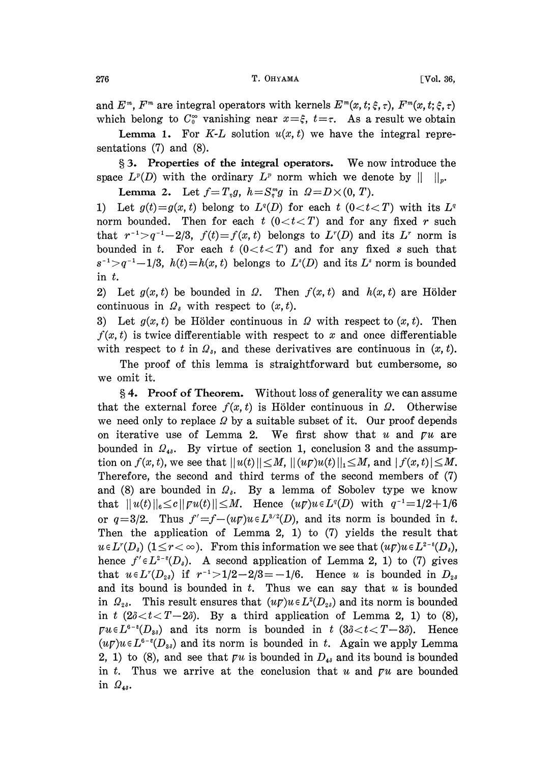and $E^m$, $F^m$ are integral operators with kernels $E^m(x, t; \xi, \tau)$, $F^m(x, t; \xi, \tau)$ which belong to $C_0^\infty$ vanishing near $x=\xi$, $t=\tau$. As a result we obtain

**Lemma 1.** For *K-L* solution $u(x, t)$ we have the integral representations (7) and (8).

**§ 3. Properties of the integral operators.** We now introduce the space $L^p(D)$ with the ordinary $L^p$ norm which we denote by $\| \ \|_p$.

**Lemma 2.** Let $f = T_\eta g$, $h = S_\eta^m g$ in $\Omega = D \times (0, T)$.

1) Let $g(t) = g(x, t)$ belong to $L^q(D)$ for each $t$ $(0 < t < T)$ with its $L^q$ norm bounded. Then for each $t$ $(0 < t < T)$ and for any fixed $r$ such that $r^{-1} > q^{-1} - 2/3$, $f(t) = f(x, t)$ belongs to $L^r(D)$ and its $L^r$ norm is bounded in $t$. For each $t$ $(0 < t < T)$ and for any fixed $s$ such that $s^{-1} > q^{-1} - 1/3$, $h(t) = h(x, t)$ belongs to $L^s(D)$ and its $L^s$ norm is bounded in $t$.

2) Let $g(x, t)$ be bounded in $\Omega$. Then $f(x, t)$ and $h(x, t)$ are Hölder continuous in $\Omega_\delta$ with respect to $(x, t)$.

3) Let $g(x, t)$ be Hölder continuous in $\Omega$ with respect to $(x, t)$. Then $f(x, t)$ is twice differentiable with respect to $x$ and once differentiable with respect to $t$ in $\Omega_\delta$, and these derivatives are continuous in $(x, t)$.

The proof of this lemma is straightforward but cumbersome, so we omit it.

**§ 4. Proof of Theorem.** Without loss of generality we can assume that the external force $f(x, t)$ is Hölder continuous in $\Omega$. Otherwise we need only to replace $\Omega$ by a suitable subset of it. Our proof depends on iterative use of Lemma 2. We first show that $u$ and $\nabla u$ are bounded in $\Omega_{4\delta}$. By virtue of section 1, conclusion 3 and the assumption on $f(x, t)$, we see that $\|u(t)\| \leq M$, $\|(u\nabla)u(t)\|_1 \leq M$, and $|f(x, t)| \leq M$. Therefore, the second and third terms of the second members of (7) and (8) are bounded in $\Omega_\delta$. By a lemma of Sobolev type we know that $\|u(t)\|_6 \leq c \|\nabla u(t)\| \leq M$. Hence $(u\nabla)u \in L^q(D)$ with $q^{-1} = 1/2 + 1/6$ or $q = 3/2$. Thus $f' = f - (u\nabla)u \in L^{3/2}(D)$, and its norm is bounded in $t$. Then the application of Lemma 2, 1) to (7) yields the result that $u \in L^r(D_\delta)$ $(1 \leq r < \infty)$. From this information we see that $(u\nabla)u \in L^{2-\varepsilon}(D_\delta)$, hence $f' \in L^{2-\varepsilon}(D_\delta)$. A second application of Lemma 2, 1) to (7) gives that $u \in L^r(D_{2\delta})$ if $r^{-1} > 1/2 - 2/3 = -1/6$. Hence $u$ is bounded in $D_{2\delta}$ and its bound is bounded in $t$. Thus we can say that $u$ is bounded in $\Omega_{2\delta}$. This result ensures that $(u\nabla)u \in L^2(D_{2\delta})$ and its norm is bounded in $t$ $(2\delta < t < T - 2\delta)$. By a third application of Lemma 2, 1) to (8), $\nabla u \in L^{6-\varepsilon}(D_{3\delta})$ and its norm is bounded in $t$ $(3\delta < t < T - 3\delta)$. Hence $(u\nabla)u \in L^{6-\varepsilon}(D_{3\delta})$ and its norm is bounded in $t$. Again we apply Lemma 2, 1) to (8), and see that $\nabla u$ is bounded in $D_{4\delta}$ and its bound is bounded in $t$. Thus we arrive at the conclusion that $u$ and $\nabla u$ are bounded in $\Omega_{4\delta}$.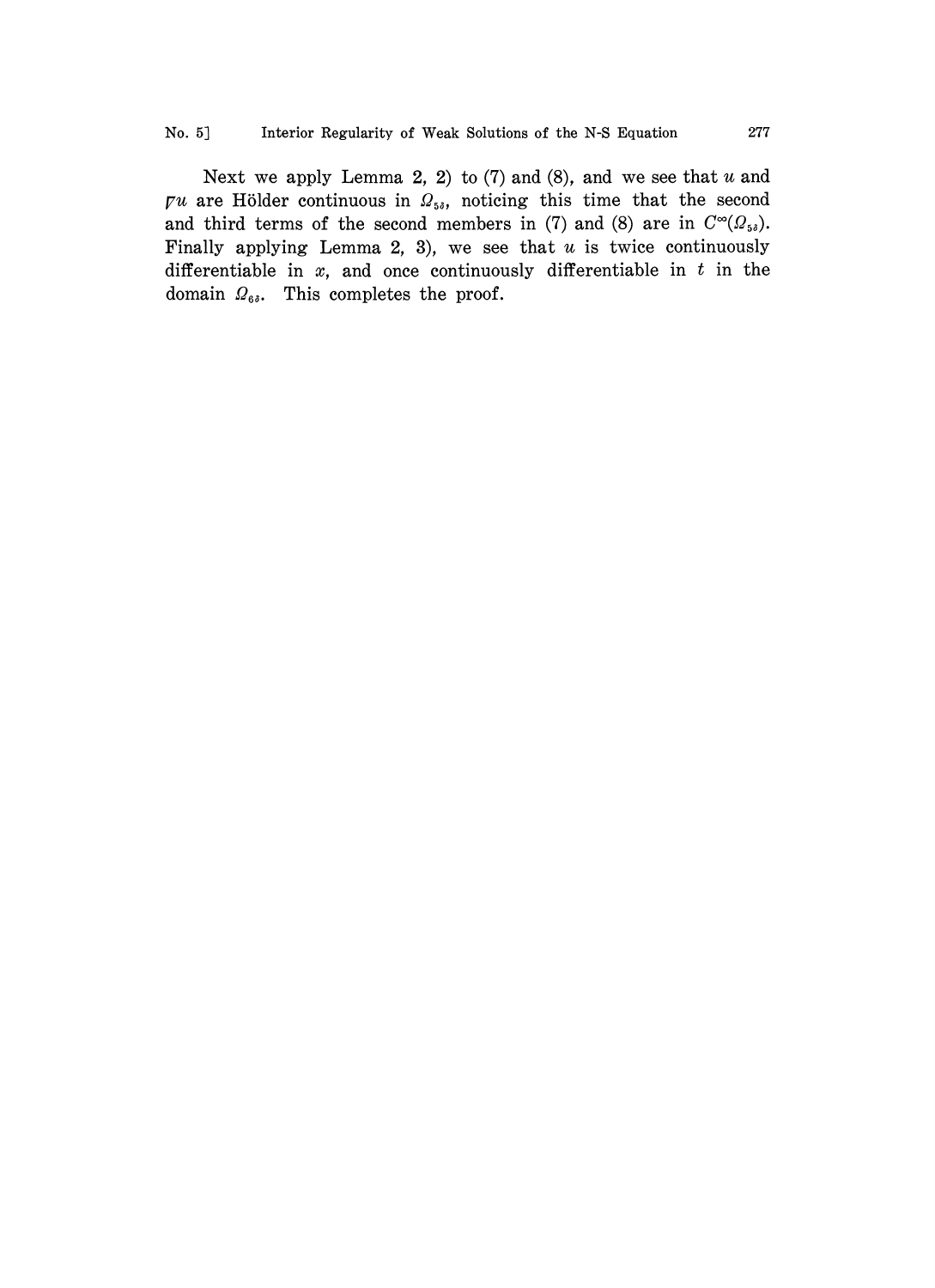Next we apply Lemma 2, 2) to (7) and (8), and we see that $u$ and $\nabla u$ are Hölder continuous in $\Omega_{5\delta}$, noticing this time that the second and third terms of the second members in (7) and (8) are in $C^\infty(\Omega_{5\delta})$. Finally applying Lemma 2, 3), we see that $u$ is twice continuously differentiable in $x$, and once continuously differentiable in $t$ in the domain $\Omega_{6\delta}$. This completes the proof.